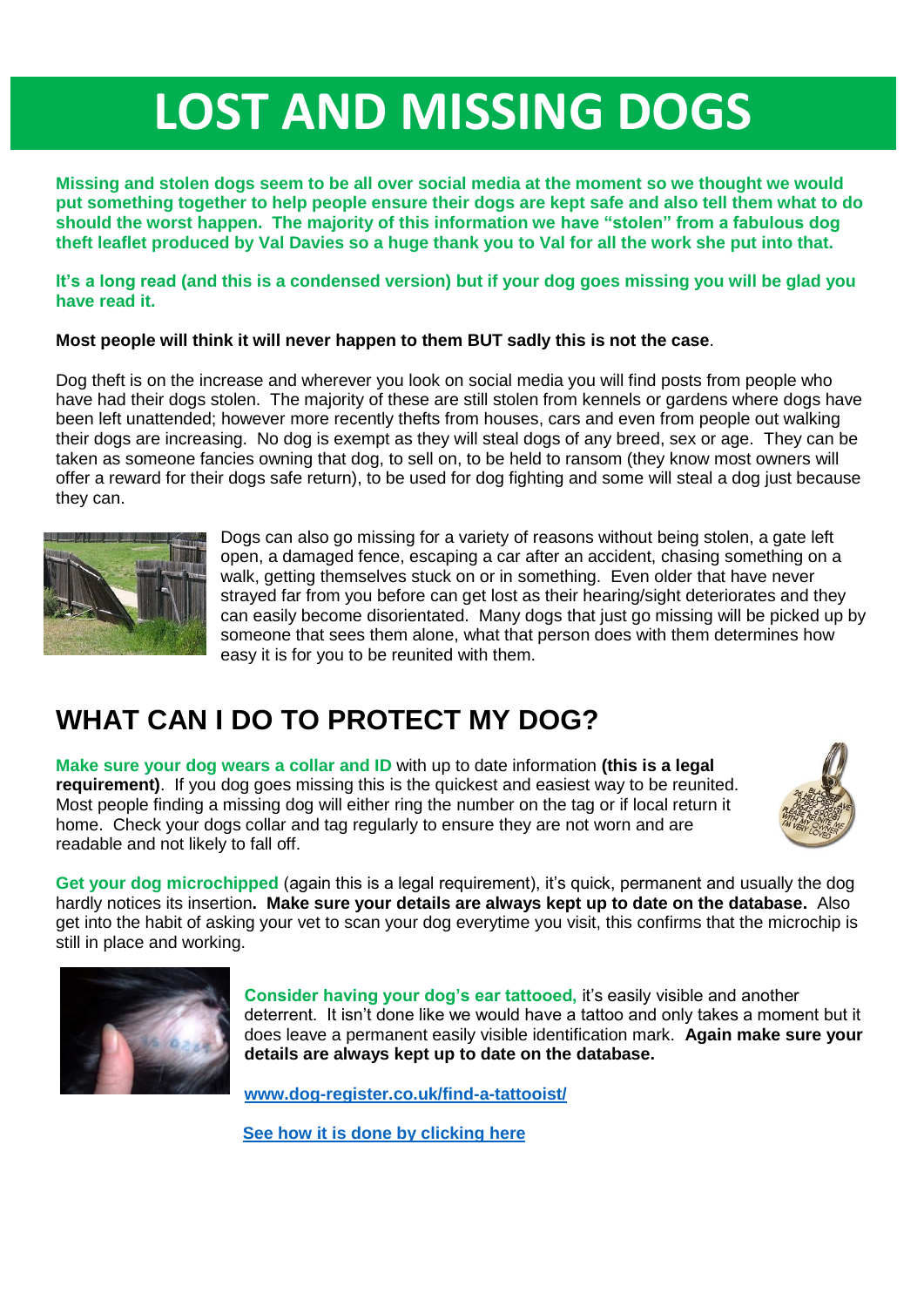# LOST AND MISSING DOGS

**Missing and stolen dogs seem to be all over social media at the moment so we thought we would put something together to help people ensure their dogs are kept safe and also tell them what to do should the worst happen. The majority of this information we have "stolen" from a fabulous dog theft leaflet produced by Val Davies so a huge thank you to Val for all the work she put into that.**

**It's a long read (and this is a condensed version) but if your dog goes missing you will be glad you have read it.**

**Most people will think it will never happen to them BUT sadly this is not the case**.

Dog theft is on the increase and wherever you look on social media you will find posts from people who have had their dogs stolen. The majority of these are still stolen from kennels or gardens where dogs have been left unattended; however more recently thefts from houses, cars and even from people out walking their dogs are increasing. No dog is exempt as they will steal dogs of any breed, sex or age. They can be taken as someone fancies owning that dog, to sell on, to be held to ransom (they know most owners will offer a reward for their dogs safe return), to be used for dog fighting and some will steal a dog just because they can.

Dogs can also go missing for a variety of reasons without being stolen, a gate left open, a damaged fence, escaping a car after an accident, chasing something on a walk, getting themselves stuck on or in something. Even older that have never strayed far from you before can get lost as their hearing/sight deteriorates and they can easily become disorientated. Many dogs that just go missing will be picked up by someone that sees them alone, what that person does with them determines how easy it is for you to be reunited with them.

## WHAT CAN I DO TO PROTECT MY DOG?

**Make sure your dog wears a collar and ID** with up to date information **(this is a legal requirement)**. If you dog goes missing this is the quickest and easiest way to be reunited. Most people finding a missing dog will either ring the number on the tag or if local return it home. Check your dogs collar and tag regularly to ensure they are not worn and are readable and not likely to fall off.

**Get your dog microchipped** (again this is a legal requirement), it's quick, permanent and usually the dog hardly notices its insertion**. Make sure your details are always kept up to date on the database.** Also get into the habit of asking your vet to scan your dog everytime you visit, this confirms that the microchip is still in place and working.

**Consider having your dog's ear tattooed,** it's easily visible and another deterrent. It isn't done like we would have a tattoo and only takes a moment but it does leave a permanent easily visible identification mark. **Again make sure your details are always kept up to date on the database.**

**www.dog-register.co.uk/find-a-tattooist/**

**See how it is done by clicking here**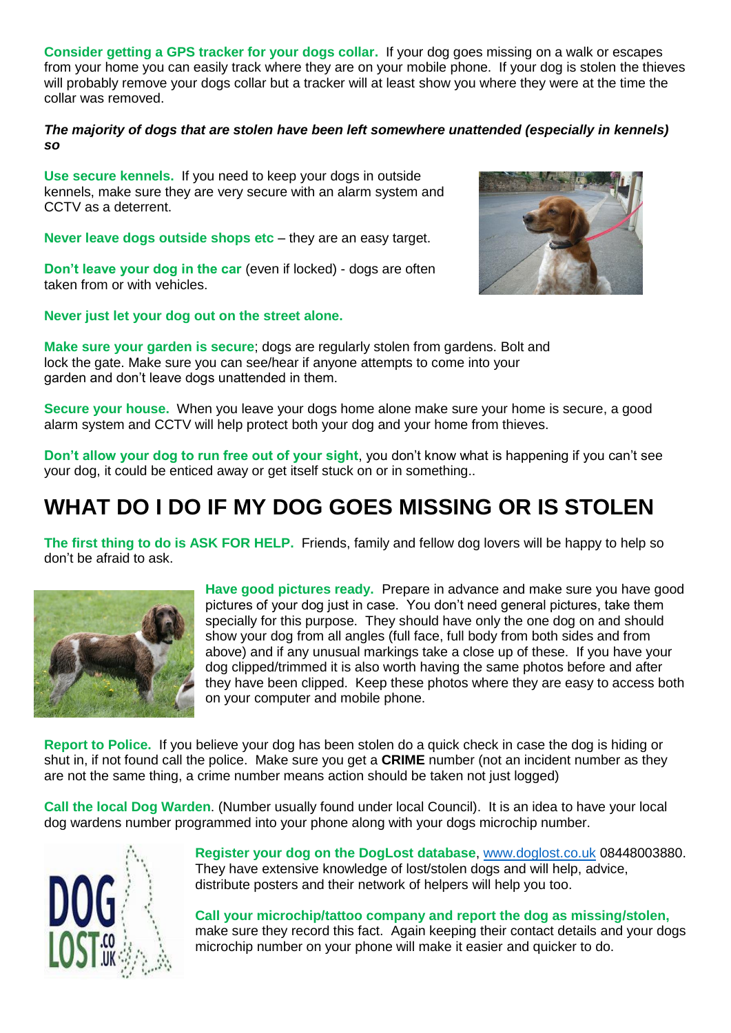**Consider getting a GPS tracker for your dogs collar.** If your dog goes missing on a walk or escapes from your home you can easily track where they are on your mobile phone. If your dog is stolen the thieves will probably remove your dogs collar but a tracker will at least show you where they were at the time the collar was removed.

***The majority of dogs that are stolen have been left somewhere unattended (especially in kennels) so***

**Use secure kennels.** If you need to keep your dogs in outside kennels, make sure they are very secure with an alarm system and CCTV as a deterrent.

**Never leave dogs outside shops etc** – they are an easy target.

**Don't leave your dog in the car** (even if locked) - dogs are often taken from or with vehicles.

**Never just let your dog out on the street alone.**

**Make sure your garden is secure**; dogs are regularly stolen from gardens. Bolt and lock the gate. Make sure you can see/hear if anyone attempts to come into your garden and don't leave dogs unattended in them.

**Secure your house.** When you leave your dogs home alone make sure your home is secure, a good alarm system and CCTV will help protect both your dog and your home from thieves.

**Don't allow your dog to run free out of your sight**, you don't know what is happening if you can't see your dog, it could be enticed away or get itself stuck on or in something..

# WHAT DO I DO IF MY DOG GOES MISSING OR IS STOLEN

**The first thing to do is ASK FOR HELP.** Friends, family and fellow dog lovers will be happy to help so don't be afraid to ask.

**Have good pictures ready.** Prepare in advance and make sure you have good pictures of your dog just in case. You don't need general pictures, take them specially for this purpose. They should have only the one dog on and should show your dog from all angles (full face, full body from both sides and from above) and if any unusual markings take a close up of these. If you have your dog clipped/trimmed it is also worth having the same photos before and after they have been clipped. Keep these photos where they are easy to access both on your computer and mobile phone.

**Report to Police.** If you believe your dog has been stolen do a quick check in case the dog is hiding or shut in, if not found call the police. Make sure you get a **CRIME** number (not an incident number as they are not the same thing, a crime number means action should be taken not just logged)

**Call the local Dog Warden.** (Number usually found under local Council). It is an idea to have your local dog wardens number programmed into your phone along with your dogs microchip number.

**Register your dog on the DogLost database**, www.doglost.co.uk 08448003880. They have extensive knowledge of lost/stolen dogs and will help, advice, distribute posters and their network of helpers will help you too.

**Call your microchip/tattoo company and report the dog as missing/stolen,** make sure they record this fact. Again keeping their contact details and your dogs microchip number on your phone will make it easier and quicker to do.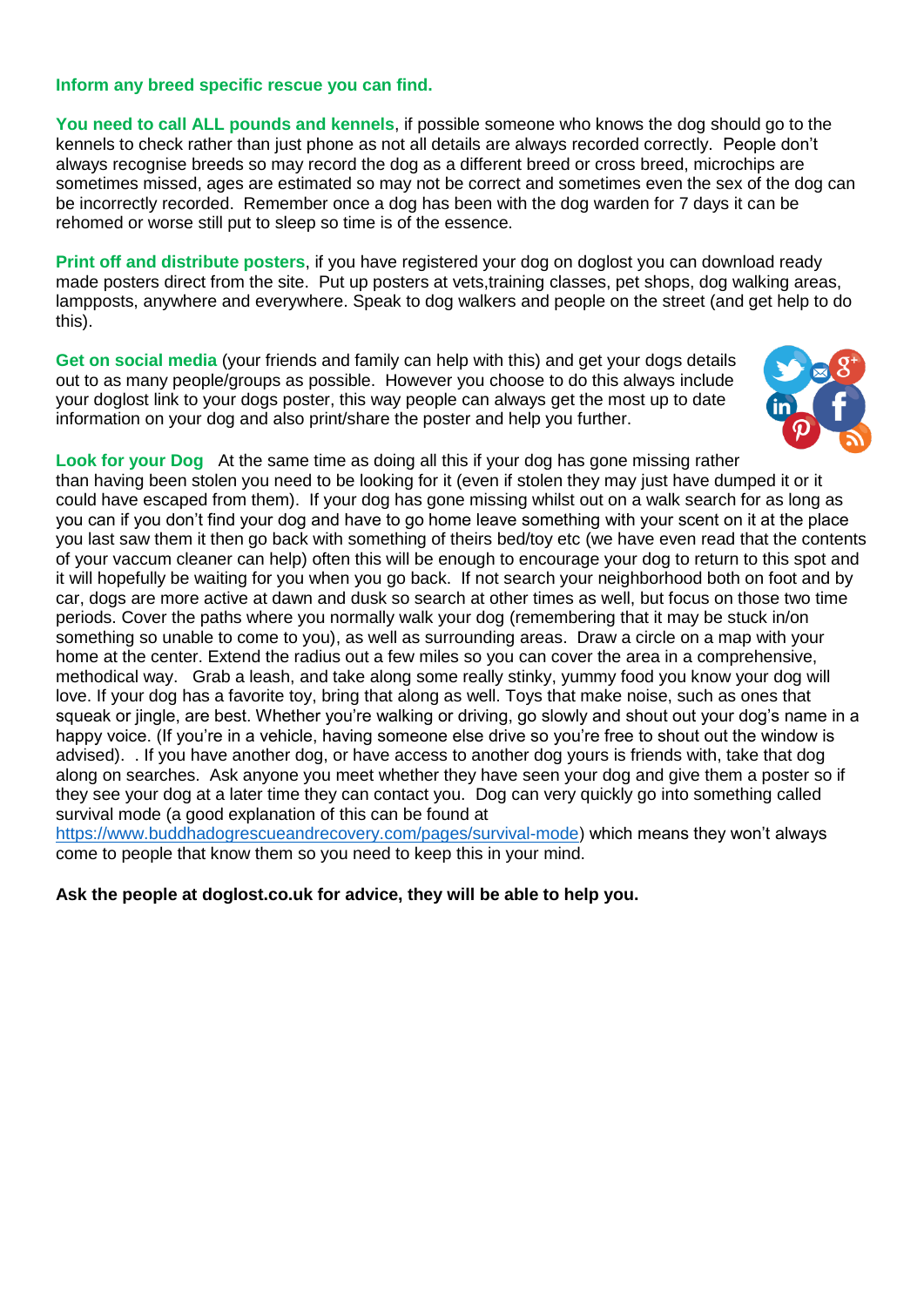**Inform any breed specific rescue you can find.**

**You need to call ALL pounds and kennels**, if possible someone who knows the dog should go to the kennels to check rather than just phone as not all details are always recorded correctly. People don't always recognise breeds so may record the dog as a different breed or cross breed, microchips are sometimes missed, ages are estimated so may not be correct and sometimes even the sex of the dog can be incorrectly recorded. Remember once a dog has been with the dog warden for 7 days it can be rehomed or worse still put to sleep so time is of the essence.

**Print off and distribute posters**, if you have registered your dog on doglost you can download ready made posters direct from the site. Put up posters at vets,training classes, pet shops, dog walking areas, lampposts, anywhere and everywhere. Speak to dog walkers and people on the street (and get help to do this).

**Get on social media** (your friends and family can help with this) and get your dogs details out to as many people/groups as possible. However you choose to do this always include your doglost link to your dogs poster, this way people can always get the most up to date information on your dog and also print/share the poster and help you further.

**Look for your Dog** At the same time as doing all this if your dog has gone missing rather than having been stolen you need to be looking for it (even if stolen they may just have dumped it or it could have escaped from them). If your dog has gone missing whilst out on a walk search for as long as you can if you don't find your dog and have to go home leave something with your scent on it at the place you last saw them it then go back with something of theirs bed/toy etc (we have even read that the contents of your vaccum cleaner can help) often this will be enough to encourage your dog to return to this spot and it will hopefully be waiting for you when you go back. If not search your neighborhood both on foot and by car, dogs are more active at dawn and dusk so search at other times as well, but focus on those two time periods. Cover the paths where you normally walk your dog (remembering that it may be stuck in/on something so unable to come to you), as well as surrounding areas. Draw a circle on a map with your home at the center. Extend the radius out a few miles so you can cover the area in a comprehensive, methodical way. Grab a leash, and take along some really stinky, yummy food you know your dog will love. If your dog has a favorite toy, bring that along as well. Toys that make noise, such as ones that squeak or jingle, are best. Whether you're walking or driving, go slowly and shout out your dog's name in a happy voice. (If you're in a vehicle, having someone else drive so you're free to shout out the window is advised). . If you have another dog, or have access to another dog yours is friends with, take that dog along on searches. Ask anyone you meet whether they have seen your dog and give them a poster so if they see your dog at a later time they can contact you. Dog can very quickly go into something called survival mode (a good explanation of this can be found at https://www.buddhadogrescueandrecovery.com/pages/survival-mode) which means they won't always come to people that know them so you need to keep this in your mind.

**Ask the people at doglost.co.uk for advice, they will be able to help you.**